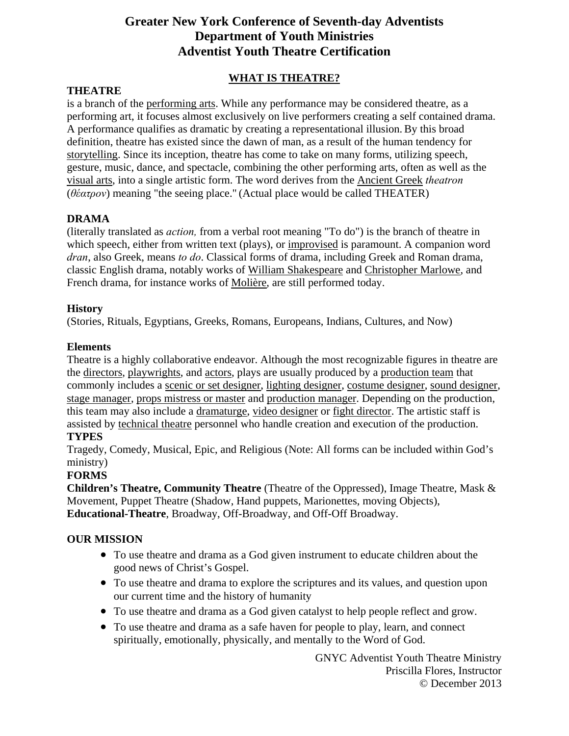# Greater New York Conference of Seventh-day Adventists
# Department of Youth Ministries
# Adventist Youth Theatre Certification

## WHAT IS THEATRE?

**THEATRE**

is a branch of the performing arts. While any performance may be considered theatre, as a performing art, it focuses almost exclusively on live performers creating a self contained drama. A performance qualifies as dramatic by creating a representational illusion. By this broad definition, theatre has existed since the dawn of man, as a result of the human tendency for storytelling. Since its inception, theatre has come to take on many forms, utilizing speech, gesture, music, dance, and spectacle, combining the other performing arts, often as well as the visual arts, into a single artistic form. The word derives from the Ancient Greek *theatron* (*θέατρον*) meaning "the seeing place." (Actual place would be called THEATER)

**DRAMA**

(literally translated as *action,* from a verbal root meaning "To do") is the branch of theatre in which speech, either from written text (plays), or improvised is paramount. A companion word *dran*, also Greek, means *to do*. Classical forms of drama, including Greek and Roman drama, classic English drama, notably works of William Shakespeare and Christopher Marlowe, and French drama, for instance works of Molière, are still performed today.

**History**

(Stories, Rituals, Egyptians, Greeks, Romans, Europeans, Indians, Cultures, and Now)

**Elements**

Theatre is a highly collaborative endeavor. Although the most recognizable figures in theatre are the directors, playwrights, and actors, plays are usually produced by a production team that commonly includes a scenic or set designer, lighting designer, costume designer, sound designer, stage manager, props mistress or master and production manager. Depending on the production, this team may also include a dramaturge, video designer or fight director. The artistic staff is assisted by technical theatre personnel who handle creation and execution of the production.

**TYPES**

Tragedy, Comedy, Musical, Epic, and Religious (Note: All forms can be included within God's ministry)

**FORMS**

**Children's Theatre, Community Theatre** (Theatre of the Oppressed), Image Theatre, Mask & Movement, Puppet Theatre (Shadow, Hand puppets, Marionettes, moving Objects), **Educational-Theatre**, Broadway, Off-Broadway, and Off-Off Broadway.

**OUR MISSION**

- To use theatre and drama as a God given instrument to educate children about the good news of Christ's Gospel.
- To use theatre and drama to explore the scriptures and its values, and question upon our current time and the history of humanity
- To use theatre and drama as a God given catalyst to help people reflect and grow.
- To use theatre and drama as a safe haven for people to play, learn, and connect spiritually, emotionally, physically, and mentally to the Word of God.

GNYC Adventist Youth Theatre Ministry
Priscilla Flores, Instructor
© December 2013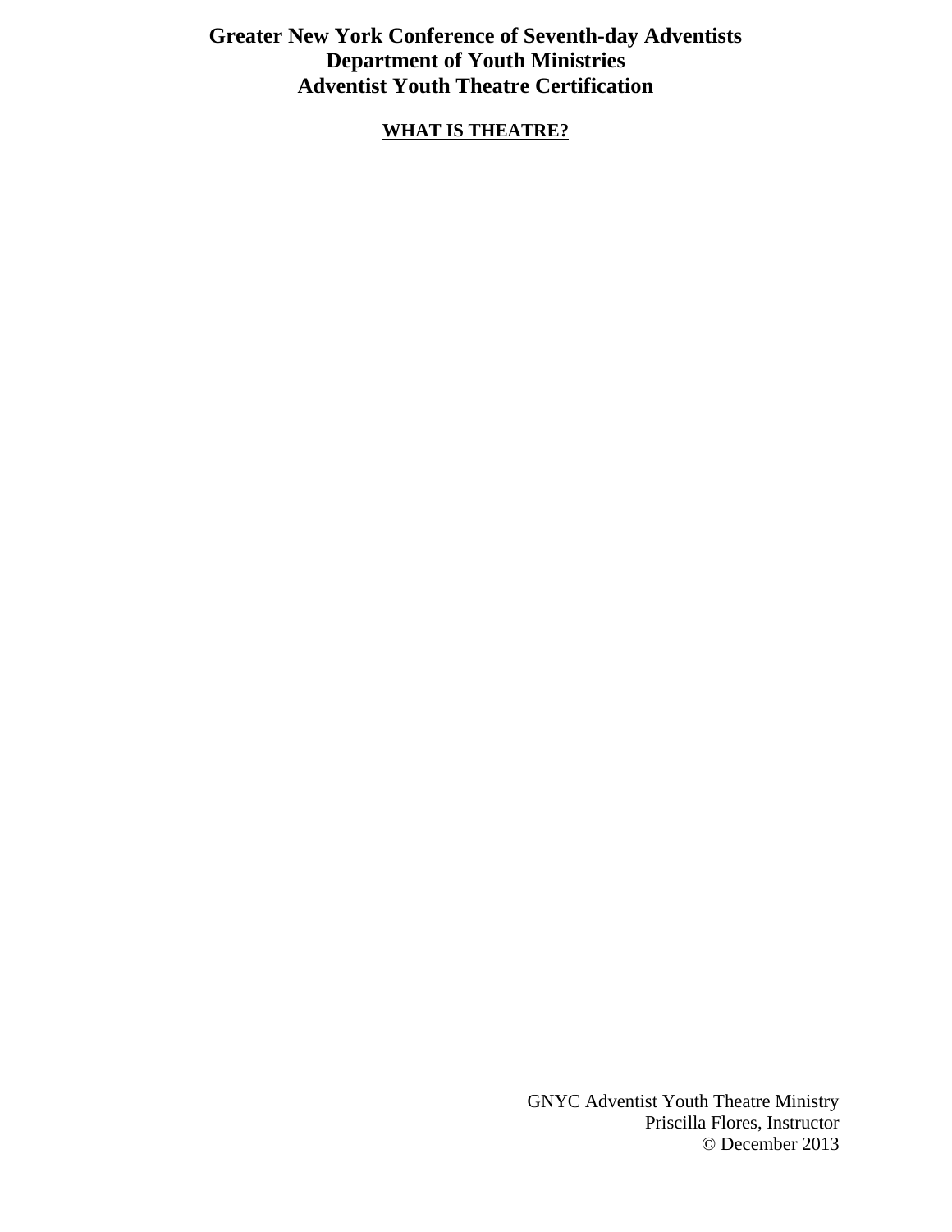**Greater New York Conference of Seventh-day Adventists**
**Department of Youth Ministries**
**Adventist Youth Theatre Certification**

**WHAT IS THEATRE?**

GNYC Adventist Youth Theatre Ministry
Priscilla Flores, Instructor
© December 2013